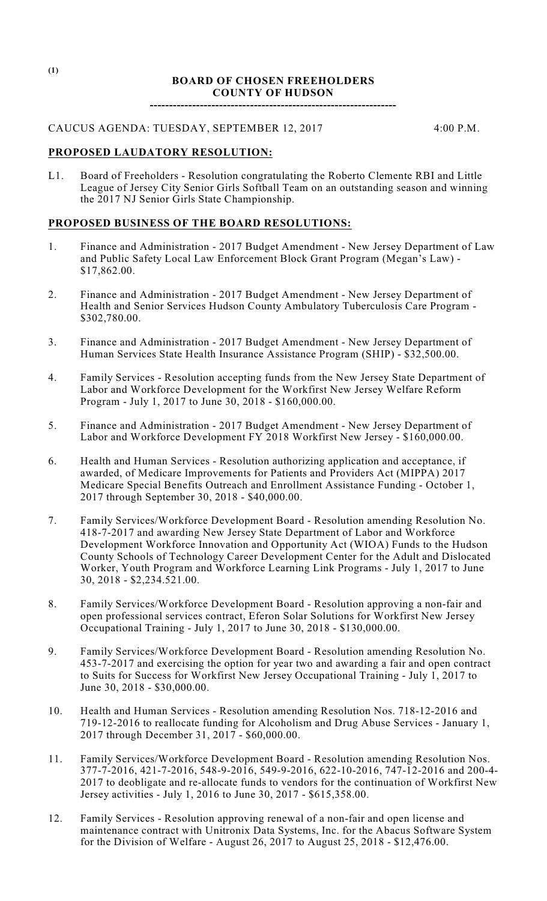(1)

# BOARD OF CHOSEN FREEHOLDERS
# COUNTY OF HUDSON

----------------------------------------------------------------

CAUCUS AGENDA: TUESDAY, SEPTEMBER 12, 2017 4:00 P.M.

## PROPOSED LAUDATORY RESOLUTION:

L1. Board of Freeholders - Resolution congratulating the Roberto Clemente RBI and Little League of Jersey City Senior Girls Softball Team on an outstanding season and winning the 2017 NJ Senior Girls State Championship.

## PROPOSED BUSINESS OF THE BOARD RESOLUTIONS:

1. Finance and Administration - 2017 Budget Amendment - New Jersey Department of Law and Public Safety Local Law Enforcement Block Grant Program (Megan's Law) - $17,862.00.

2. Finance and Administration - 2017 Budget Amendment - New Jersey Department of Health and Senior Services Hudson County Ambulatory Tuberculosis Care Program - $302,780.00.

3. Finance and Administration - 2017 Budget Amendment - New Jersey Department of Human Services State Health Insurance Assistance Program (SHIP) - $32,500.00.

4. Family Services - Resolution accepting funds from the New Jersey State Department of Labor and Workforce Development for the Workfirst New Jersey Welfare Reform Program - July 1, 2017 to June 30, 2018 - $160,000.00.

5. Finance and Administration - 2017 Budget Amendment - New Jersey Department of Labor and Workforce Development FY 2018 Workfirst New Jersey - $160,000.00.

6. Health and Human Services - Resolution authorizing application and acceptance, if awarded, of Medicare Improvements for Patients and Providers Act (MIPPA) 2017 Medicare Special Benefits Outreach and Enrollment Assistance Funding - October 1, 2017 through September 30, 2018 - $40,000.00.

7. Family Services/Workforce Development Board - Resolution amending Resolution No. 418-7-2017 and awarding New Jersey State Department of Labor and Workforce Development Workforce Innovation and Opportunity Act (WIOA) Funds to the Hudson County Schools of Technology Career Development Center for the Adult and Dislocated Worker, Youth Program and Workforce Learning Link Programs - July 1, 2017 to June 30, 2018 - $2,234.521.00.

8. Family Services/Workforce Development Board - Resolution approving a non-fair and open professional services contract, Eferon Solar Solutions for Workfirst New Jersey Occupational Training - July 1, 2017 to June 30, 2018 - $130,000.00.

9. Family Services/Workforce Development Board - Resolution amending Resolution No. 453-7-2017 and exercising the option for year two and awarding a fair and open contract to Suits for Success for Workfirst New Jersey Occupational Training - July 1, 2017 to June 30, 2018 - $30,000.00.

10. Health and Human Services - Resolution amending Resolution Nos. 718-12-2016 and 719-12-2016 to reallocate funding for Alcoholism and Drug Abuse Services - January 1, 2017 through December 31, 2017 - $60,000.00.

11. Family Services/Workforce Development Board - Resolution amending Resolution Nos. 377-7-2016, 421-7-2016, 548-9-2016, 549-9-2016, 622-10-2016, 747-12-2016 and 200-4-2017 to deobligate and re-allocate funds to vendors for the continuation of Workfirst New Jersey activities - July 1, 2016 to June 30, 2017 - $615,358.00.

12. Family Services - Resolution approving renewal of a non-fair and open license and maintenance contract with Unitronix Data Systems, Inc. for the Abacus Software System for the Division of Welfare - August 26, 2017 to August 25, 2018 - $12,476.00.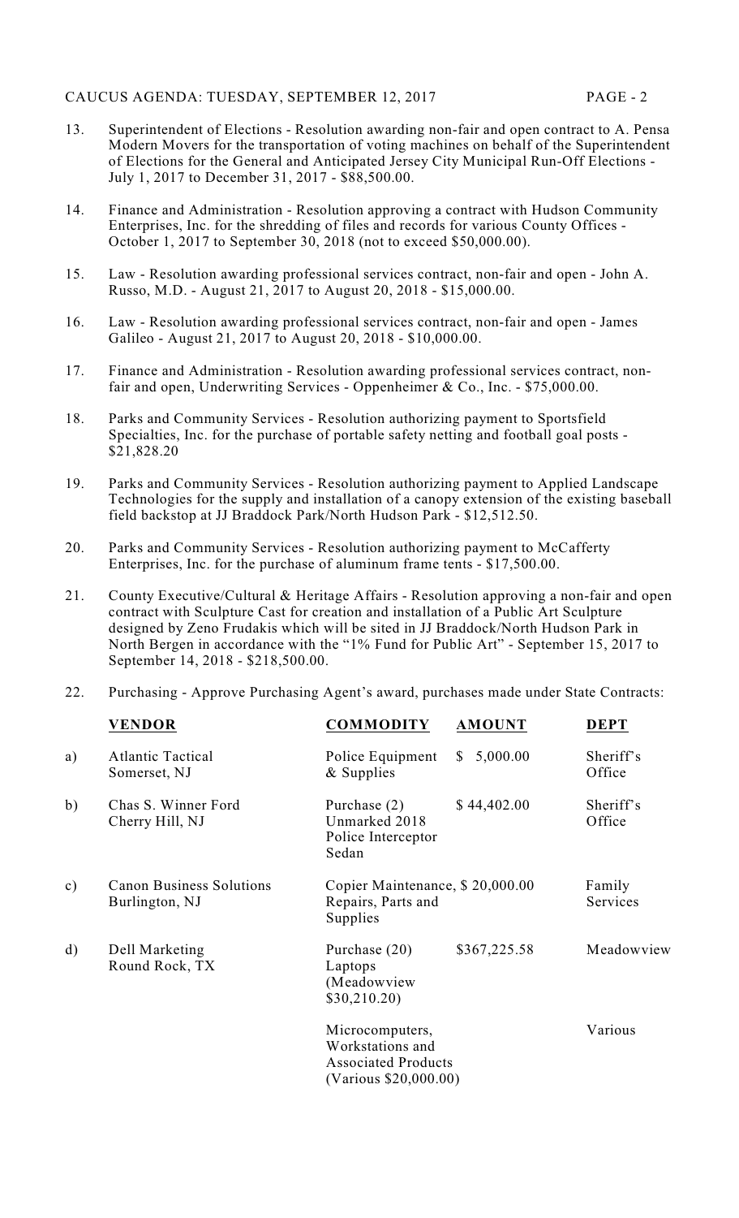13. Superintendent of Elections - Resolution awarding non-fair and open contract to A. Pensa Modern Movers for the transportation of voting machines on behalf of the Superintendent of Elections for the General and Anticipated Jersey City Municipal Run-Off Elections - July 1, 2017 to December 31, 2017 - $88,500.00.

14. Finance and Administration - Resolution approving a contract with Hudson Community Enterprises, Inc. for the shredding of files and records for various County Offices - October 1, 2017 to September 30, 2018 (not to exceed $50,000.00).

15. Law - Resolution awarding professional services contract, non-fair and open - John A. Russo, M.D. - August 21, 2017 to August 20, 2018 - $15,000.00.

16. Law - Resolution awarding professional services contract, non-fair and open - James Galileo - August 21, 2017 to August 20, 2018 - $10,000.00.

17. Finance and Administration - Resolution awarding professional services contract, non-fair and open, Underwriting Services - Oppenheimer & Co., Inc. - $75,000.00.

18. Parks and Community Services - Resolution authorizing payment to Sportsfield Specialties, Inc. for the purchase of portable safety netting and football goal posts - $21,828.20

19. Parks and Community Services - Resolution authorizing payment to Applied Landscape Technologies for the supply and installation of a canopy extension of the existing baseball field backstop at JJ Braddock Park/North Hudson Park - $12,512.50.

20. Parks and Community Services - Resolution authorizing payment to McCafferty Enterprises, Inc. for the purchase of aluminum frame tents - $17,500.00.

21. County Executive/Cultural & Heritage Affairs - Resolution approving a non-fair and open contract with Sculpture Cast for creation and installation of a Public Art Sculpture designed by Zeno Frudakis which will be sited in JJ Braddock/North Hudson Park in North Bergen in accordance with the "1% Fund for Public Art" - September 15, 2017 to September 14, 2018 - $218,500.00.

22. Purchasing - Approve Purchasing Agent's award, purchases made under State Contracts:

| | **VENDOR** | **COMMODITY** | **AMOUNT** | **DEPT** |
|---|---|---|---|---|
| a) | Atlantic Tactical Somerset, NJ | Police Equipment & Supplies | $ 5,000.00 | Sheriff's Office |
| b) | Chas S. Winner Ford Cherry Hill, NJ | Purchase (2) Unmarked 2018 Police Interceptor Sedan | $ 44,402.00 | Sheriff's Office |
| c) | Canon Business Solutions Burlington, NJ | Copier Maintenance, Repairs, Parts and Supplies | $ 20,000.00 | Family Services |
| d) | Dell Marketing Round Rock, TX | Purchase (20) Laptops (Meadowview $30,210.20) | $367,225.58 | Meadowview |
| | | Microcomputers, Workstations and Associated Products (Various $20,000.00) | | Various |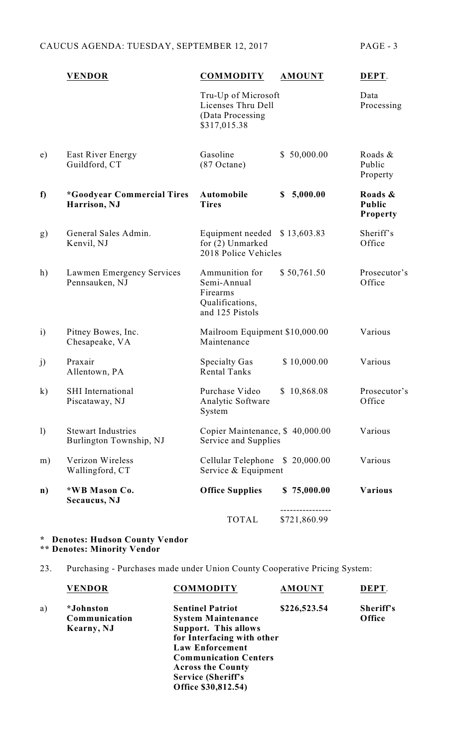| | VENDOR | COMMODITY | AMOUNT | DEPT. |
|---|---|---|---|---|
| | | Tru-Up of Microsoft Licenses Thru Dell (Data Processing $317,015.38 | | Data Processing |
| e) | East River Energy Guildford, CT | Gasoline (87 Octane) | $ 50,000.00 | Roads & Public Property |
| **f)** | **\*Goodyear Commercial Tires Harrison, NJ** | **Automobile Tires** | **$ 5,000.00** | **Roads & Public Property** |
| g) | General Sales Admin. Kenvil, NJ | Equipment needed for (2) Unmarked 2018 Police Vehicles | $ 13,603.83 | Sheriff's Office |
| h) | Lawmen Emergency Services Pennsauken, NJ | Ammunition for Semi-Annual Firearms Qualifications, and 125 Pistols | $ 50,761.50 | Prosecutor's Office |
| i) | Pitney Bowes, Inc. Chesapeake, VA | Mailroom Equipment Maintenance | $10,000.00 | Various |
| j) | Praxair Allentown, PA | Specialty Gas Rental Tanks | $ 10,000.00 | Various |
| k) | SHI International Piscataway, NJ | Purchase Video Analytic Software System | $ 10,868.08 | Prosecutor's Office |
| l) | Stewart Industries Burlington Township, NJ | Copier Maintenance, Service and Supplies | $ 40,000.00 | Various |
| m) | Verizon Wireless Wallingford, CT | Cellular Telephone Service & Equipment | $ 20,000.00 | Various |
| **n)** | **\*WB Mason Co. Secaucus, NJ** | **Office Supplies** | **$ 75,000.00** | **Various** |
| | | TOTAL | $721,860.99 | |

**\* Denotes: Hudson County Vendor**
**\*\* Denotes: Minority Vendor**

23. Purchasing - Purchases made under Union County Cooperative Pricing System:

| | VENDOR | COMMODITY | AMOUNT | DEPT. |
|---|---|---|---|---|
| a) | **\*Johnston Communication Kearny, NJ** | **Sentinel Patriot System Maintenance Support. This allows for Interfacing with other Law Enforcement Communication Centers Across the County Service (Sheriff's Office $30,812.54)** | **$226,523.54** | **Sheriff's Office** |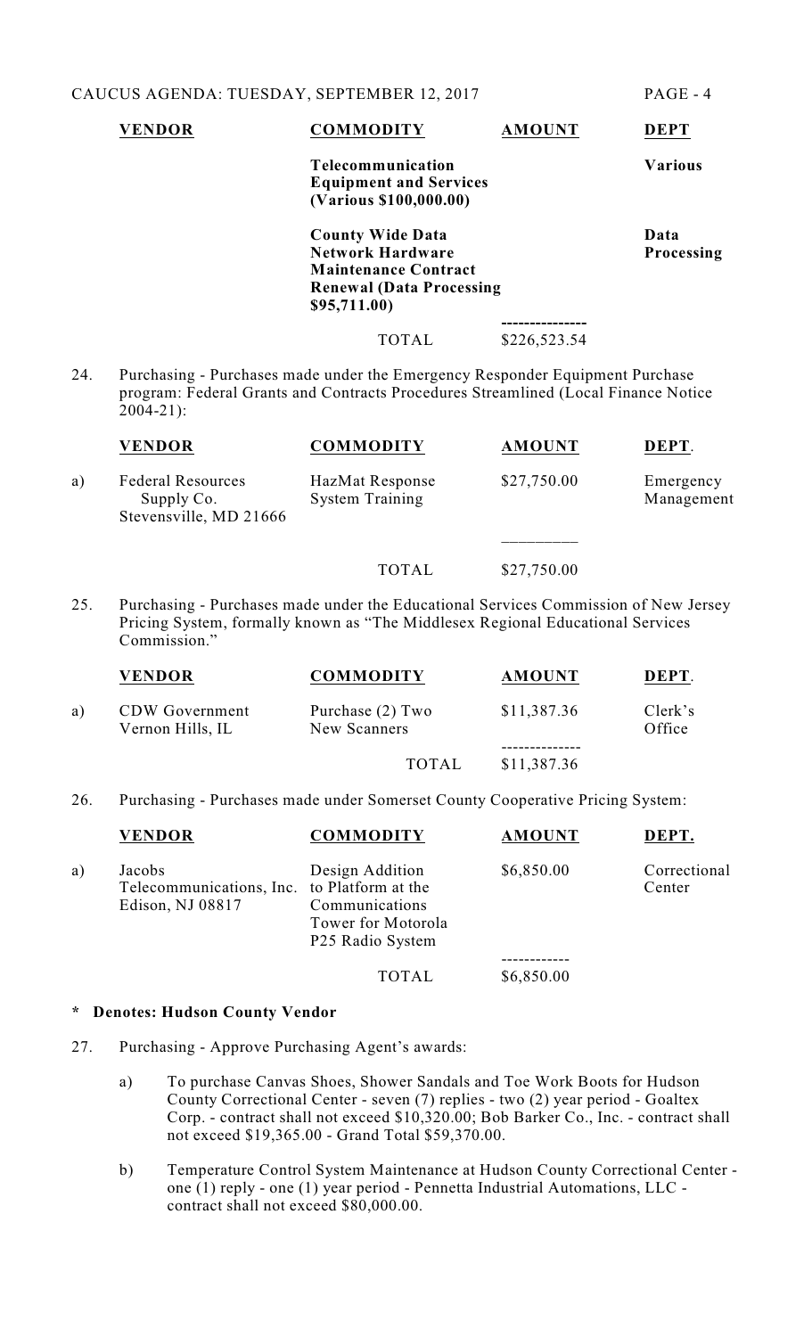| VENDOR | COMMODITY | AMOUNT | DEPT |
|---|---|---|---|
| | **Telecommunication Equipment and Services (Various $100,000.00)** | | **Various** |
| | **County Wide Data Network Hardware Maintenance Contract Renewal (Data Processing $95,711.00)** | | **Data Processing** |
| | TOTAL | $226,523.54 | |

24. Purchasing - Purchases made under the Emergency Responder Equipment Purchase program: Federal Grants and Contracts Procedures Streamlined (Local Finance Notice 2004-21):

| | VENDOR | COMMODITY | AMOUNT | DEPT. |
|---|---|---|---|---|
| a) | Federal Resources Supply Co. Stevensville, MD 21666 | HazMat Response System Training | $27,750.00 | Emergency Management |
| | | TOTAL | $27,750.00 | |

25. Purchasing - Purchases made under the Educational Services Commission of New Jersey Pricing System, formally known as "The Middlesex Regional Educational Services Commission."

| | VENDOR | COMMODITY | AMOUNT | DEPT. |
|---|---|---|---|---|
| a) | CDW Government Vernon Hills, IL | Purchase (2) Two New Scanners | $11,387.36 | Clerk's Office |
| | | TOTAL | $11,387.36 | |

26. Purchasing - Purchases made under Somerset County Cooperative Pricing System:

| | VENDOR | COMMODITY | AMOUNT | DEPT. |
|---|---|---|---|---|
| a) | Jacobs Telecommunications, Inc. Edison, NJ 08817 | Design Addition to Platform at the Communications Tower for Motorola P25 Radio System | $6,850.00 | Correctional Center |
| | | TOTAL | $6,850.00 | |

**\* Denotes: Hudson County Vendor**

27. Purchasing - Approve Purchasing Agent's awards:

    a) To purchase Canvas Shoes, Shower Sandals and Toe Work Boots for Hudson County Correctional Center - seven (7) replies - two (2) year period - Goaltex Corp. - contract shall not exceed $10,320.00; Bob Barker Co., Inc. - contract shall not exceed $19,365.00 - Grand Total $59,370.00.

    b) Temperature Control System Maintenance at Hudson County Correctional Center - one (1) reply - one (1) year period - Pennetta Industrial Automations, LLC - contract shall not exceed $80,000.00.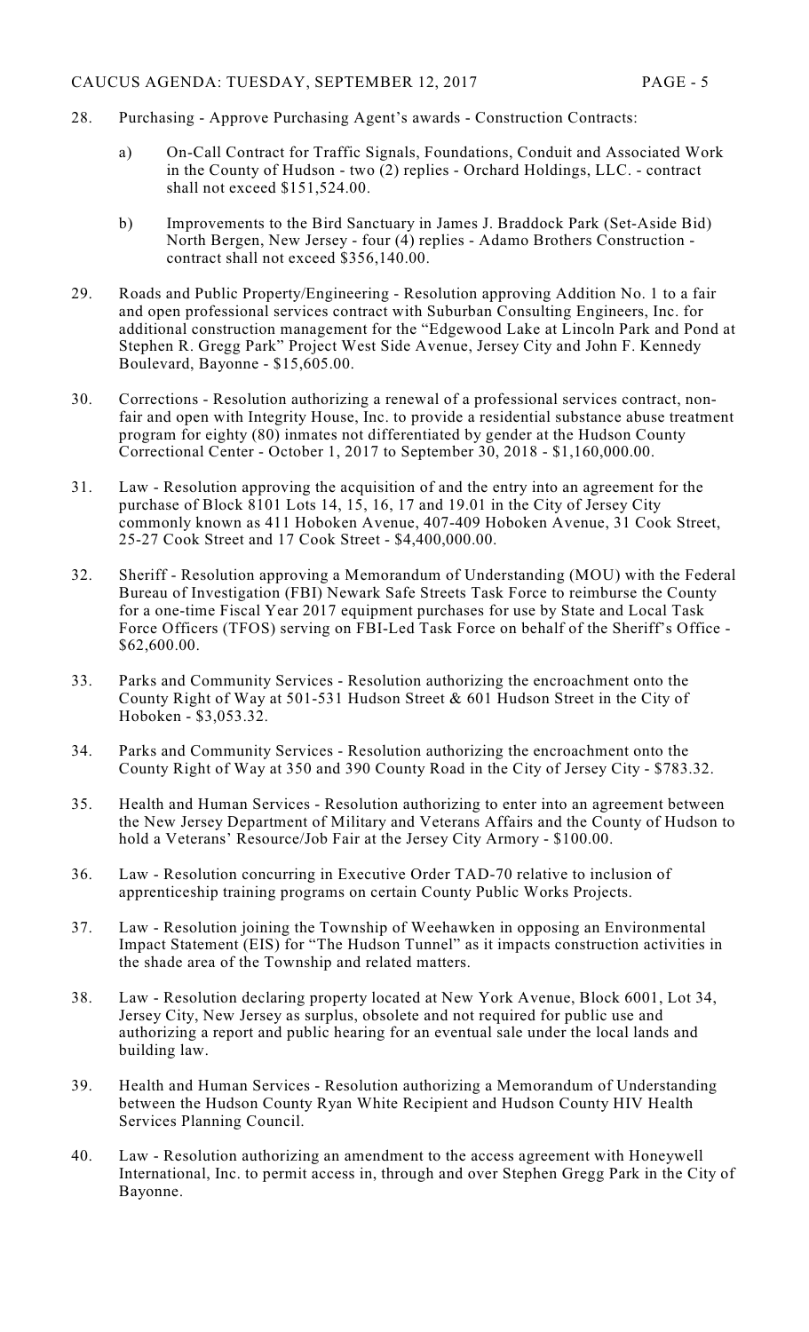28. Purchasing - Approve Purchasing Agent's awards - Construction Contracts:

    a) On-Call Contract for Traffic Signals, Foundations, Conduit and Associated Work in the County of Hudson - two (2) replies - Orchard Holdings, LLC. - contract shall not exceed $151,524.00.

    b) Improvements to the Bird Sanctuary in James J. Braddock Park (Set-Aside Bid) North Bergen, New Jersey - four (4) replies - Adamo Brothers Construction - contract shall not exceed $356,140.00.

29. Roads and Public Property/Engineering - Resolution approving Addition No. 1 to a fair and open professional services contract with Suburban Consulting Engineers, Inc. for additional construction management for the "Edgewood Lake at Lincoln Park and Pond at Stephen R. Gregg Park" Project West Side Avenue, Jersey City and John F. Kennedy Boulevard, Bayonne - $15,605.00.

30. Corrections - Resolution authorizing a renewal of a professional services contract, non-fair and open with Integrity House, Inc. to provide a residential substance abuse treatment program for eighty (80) inmates not differentiated by gender at the Hudson County Correctional Center - October 1, 2017 to September 30, 2018 - $1,160,000.00.

31. Law - Resolution approving the acquisition of and the entry into an agreement for the purchase of Block 8101 Lots 14, 15, 16, 17 and 19.01 in the City of Jersey City commonly known as 411 Hoboken Avenue, 407-409 Hoboken Avenue, 31 Cook Street, 25-27 Cook Street and 17 Cook Street - $4,400,000.00.

32. Sheriff - Resolution approving a Memorandum of Understanding (MOU) with the Federal Bureau of Investigation (FBI) Newark Safe Streets Task Force to reimburse the County for a one-time Fiscal Year 2017 equipment purchases for use by State and Local Task Force Officers (TFOS) serving on FBI-Led Task Force on behalf of the Sheriff's Office - $62,600.00.

33. Parks and Community Services - Resolution authorizing the encroachment onto the County Right of Way at 501-531 Hudson Street & 601 Hudson Street in the City of Hoboken - $3,053.32.

34. Parks and Community Services - Resolution authorizing the encroachment onto the County Right of Way at 350 and 390 County Road in the City of Jersey City - $783.32.

35. Health and Human Services - Resolution authorizing to enter into an agreement between the New Jersey Department of Military and Veterans Affairs and the County of Hudson to hold a Veterans' Resource/Job Fair at the Jersey City Armory - $100.00.

36. Law - Resolution concurring in Executive Order TAD-70 relative to inclusion of apprenticeship training programs on certain County Public Works Projects.

37. Law - Resolution joining the Township of Weehawken in opposing an Environmental Impact Statement (EIS) for "The Hudson Tunnel" as it impacts construction activities in the shade area of the Township and related matters.

38. Law - Resolution declaring property located at New York Avenue, Block 6001, Lot 34, Jersey City, New Jersey as surplus, obsolete and not required for public use and authorizing a report and public hearing for an eventual sale under the local lands and building law.

39. Health and Human Services - Resolution authorizing a Memorandum of Understanding between the Hudson County Ryan White Recipient and Hudson County HIV Health Services Planning Council.

40. Law - Resolution authorizing an amendment to the access agreement with Honeywell International, Inc. to permit access in, through and over Stephen Gregg Park in the City of Bayonne.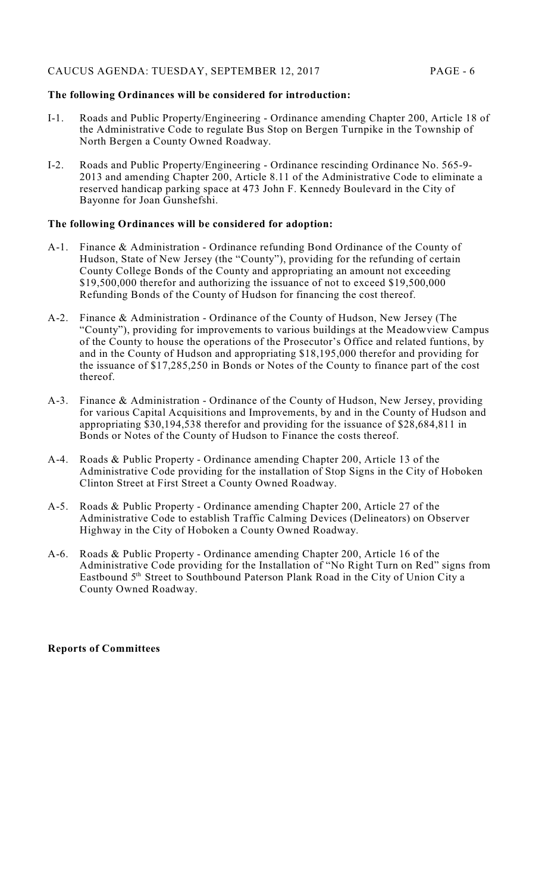**The following Ordinances will be considered for introduction:**

I-1. Roads and Public Property/Engineering - Ordinance amending Chapter 200, Article 18 of the Administrative Code to regulate Bus Stop on Bergen Turnpike in the Township of North Bergen a County Owned Roadway.

I-2. Roads and Public Property/Engineering - Ordinance rescinding Ordinance No. 565-9-2013 and amending Chapter 200, Article 8.11 of the Administrative Code to eliminate a reserved handicap parking space at 473 John F. Kennedy Boulevard in the City of Bayonne for Joan Gunshefshi.

**The following Ordinances will be considered for adoption:**

A-1. Finance & Administration - Ordinance refunding Bond Ordinance of the County of Hudson, State of New Jersey (the "County"), providing for the refunding of certain County College Bonds of the County and appropriating an amount not exceeding $19,500,000 therefor and authorizing the issuance of not to exceed $19,500,000 Refunding Bonds of the County of Hudson for financing the cost thereof.

A-2. Finance & Administration - Ordinance of the County of Hudson, New Jersey (The "County"), providing for improvements to various buildings at the Meadowview Campus of the County to house the operations of the Prosecutor's Office and related funtions, by and in the County of Hudson and appropriating $18,195,000 therefor and providing for the issuance of $17,285,250 in Bonds or Notes of the County to finance part of the cost thereof.

A-3. Finance & Administration - Ordinance of the County of Hudson, New Jersey, providing for various Capital Acquisitions and Improvements, by and in the County of Hudson and appropriating $30,194,538 therefor and providing for the issuance of $28,684,811 in Bonds or Notes of the County of Hudson to Finance the costs thereof.

A-4. Roads & Public Property - Ordinance amending Chapter 200, Article 13 of the Administrative Code providing for the installation of Stop Signs in the City of Hoboken Clinton Street at First Street a County Owned Roadway.

A-5. Roads & Public Property - Ordinance amending Chapter 200, Article 27 of the Administrative Code to establish Traffic Calming Devices (Delineators) on Observer Highway in the City of Hoboken a County Owned Roadway.

A-6. Roads & Public Property - Ordinance amending Chapter 200, Article 16 of the Administrative Code providing for the Installation of "No Right Turn on Red" signs from Eastbound 5th Street to Southbound Paterson Plank Road in the City of Union City a County Owned Roadway.

**Reports of Committees**